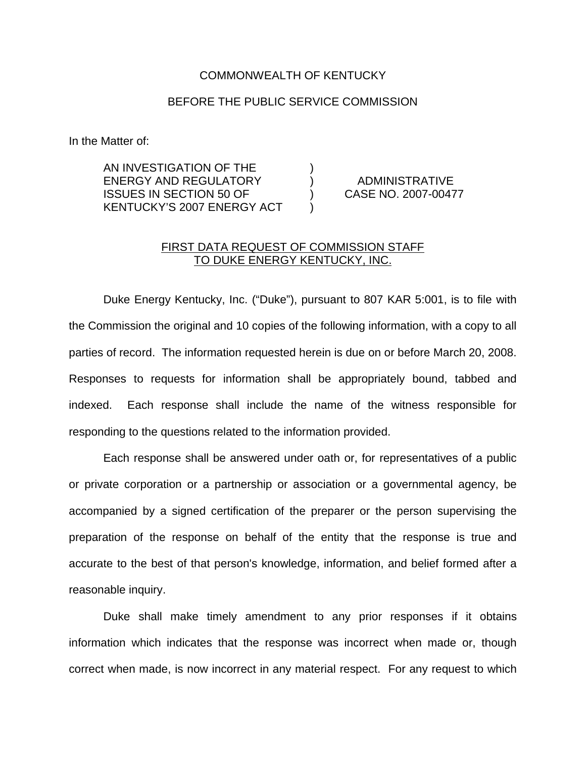COMMONWEALTH OF KENTUCKY

BEFORE THE PUBLIC SERVICE COMMISSION

In the Matter of:

| | | |
|---|---|---|
| AN INVESTIGATION OF THE ENERGY AND REGULATORY ISSUES IN SECTION 50 OF KENTUCKY'S 2007 ENERGY ACT | ) ) ) ) | ADMINISTRATIVE CASE NO. 2007-00477 |

FIRST DATA REQUEST OF COMMISSION STAFF TO DUKE ENERGY KENTUCKY, INC.

Duke Energy Kentucky, Inc. ("Duke"), pursuant to 807 KAR 5:001, is to file with the Commission the original and 10 copies of the following information, with a copy to all parties of record. The information requested herein is due on or before March 20, 2008. Responses to requests for information shall be appropriately bound, tabbed and indexed. Each response shall include the name of the witness responsible for responding to the questions related to the information provided.

Each response shall be answered under oath or, for representatives of a public or private corporation or a partnership or association or a governmental agency, be accompanied by a signed certification of the preparer or the person supervising the preparation of the response on behalf of the entity that the response is true and accurate to the best of that person's knowledge, information, and belief formed after a reasonable inquiry.

Duke shall make timely amendment to any prior responses if it obtains information which indicates that the response was incorrect when made or, though correct when made, is now incorrect in any material respect. For any request to which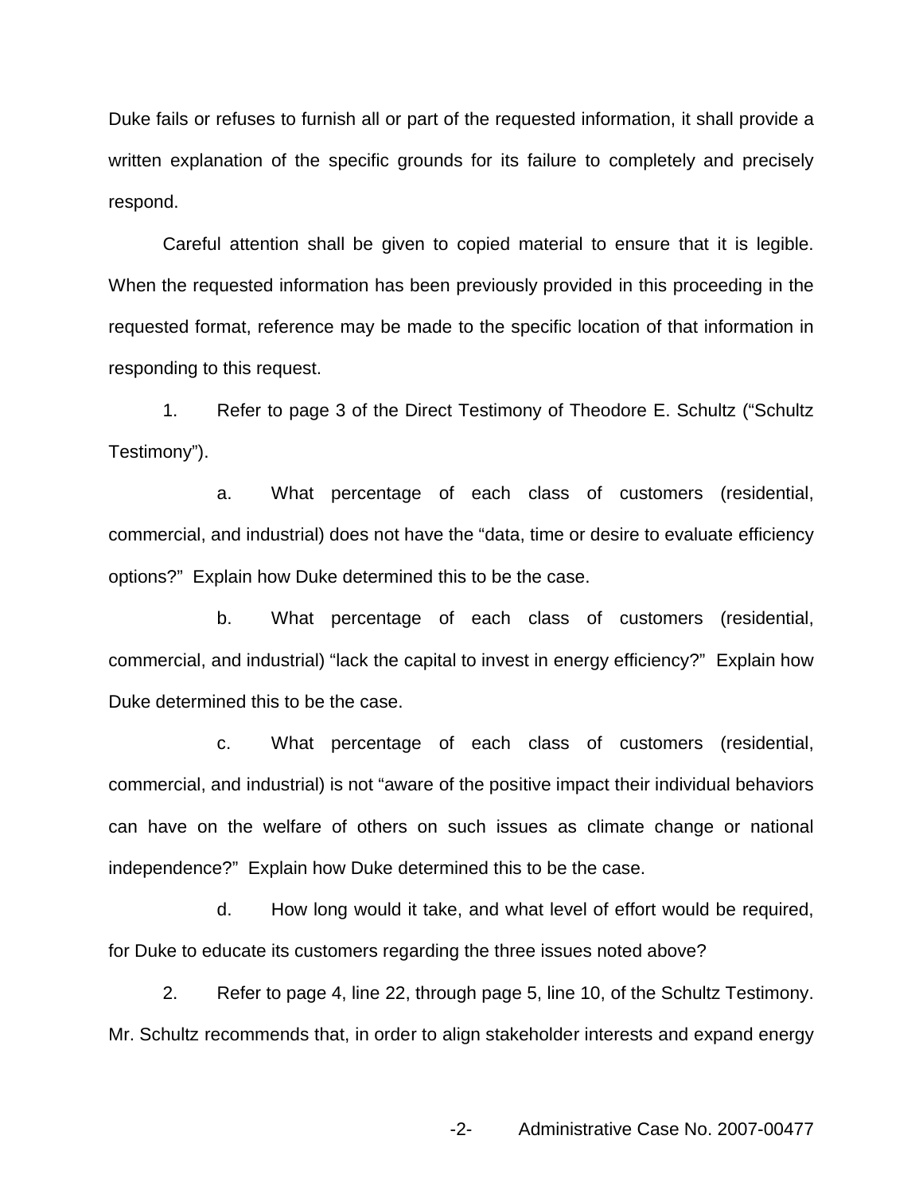Duke fails or refuses to furnish all or part of the requested information, it shall provide a written explanation of the specific grounds for its failure to completely and precisely respond.

Careful attention shall be given to copied material to ensure that it is legible. When the requested information has been previously provided in this proceeding in the requested format, reference may be made to the specific location of that information in responding to this request.

1. Refer to page 3 of the Direct Testimony of Theodore E. Schultz ("Schultz Testimony").

   a. What percentage of each class of customers (residential, commercial, and industrial) does not have the "data, time or desire to evaluate efficiency options?" Explain how Duke determined this to be the case.

   b. What percentage of each class of customers (residential, commercial, and industrial) "lack the capital to invest in energy efficiency?" Explain how Duke determined this to be the case.

   c. What percentage of each class of customers (residential, commercial, and industrial) is not "aware of the positive impact their individual behaviors can have on the welfare of others on such issues as climate change or national independence?" Explain how Duke determined this to be the case.

   d. How long would it take, and what level of effort would be required, for Duke to educate its customers regarding the three issues noted above?

2. Refer to page 4, line 22, through page 5, line 10, of the Schultz Testimony. Mr. Schultz recommends that, in order to align stakeholder interests and expand energy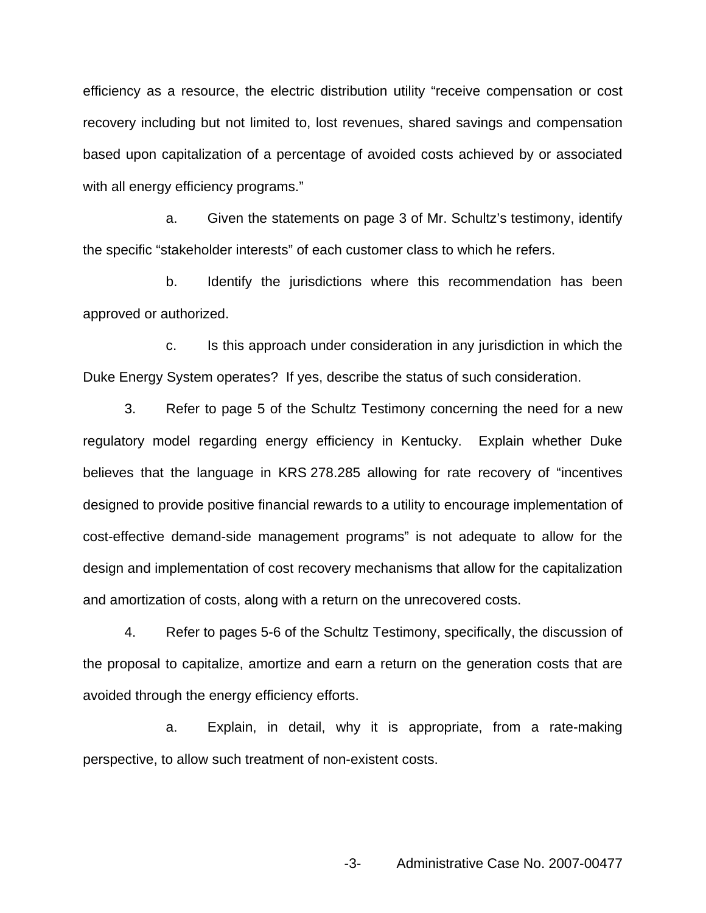efficiency as a resource, the electric distribution utility "receive compensation or cost recovery including but not limited to, lost revenues, shared savings and compensation based upon capitalization of a percentage of avoided costs achieved by or associated with all energy efficiency programs."

a. Given the statements on page 3 of Mr. Schultz's testimony, identify the specific "stakeholder interests" of each customer class to which he refers.

b. Identify the jurisdictions where this recommendation has been approved or authorized.

c. Is this approach under consideration in any jurisdiction in which the Duke Energy System operates? If yes, describe the status of such consideration.

3. Refer to page 5 of the Schultz Testimony concerning the need for a new regulatory model regarding energy efficiency in Kentucky. Explain whether Duke believes that the language in KRS 278.285 allowing for rate recovery of "incentives designed to provide positive financial rewards to a utility to encourage implementation of cost-effective demand-side management programs" is not adequate to allow for the design and implementation of cost recovery mechanisms that allow for the capitalization and amortization of costs, along with a return on the unrecovered costs.

4. Refer to pages 5-6 of the Schultz Testimony, specifically, the discussion of the proposal to capitalize, amortize and earn a return on the generation costs that are avoided through the energy efficiency efforts.

a. Explain, in detail, why it is appropriate, from a rate-making perspective, to allow such treatment of non-existent costs.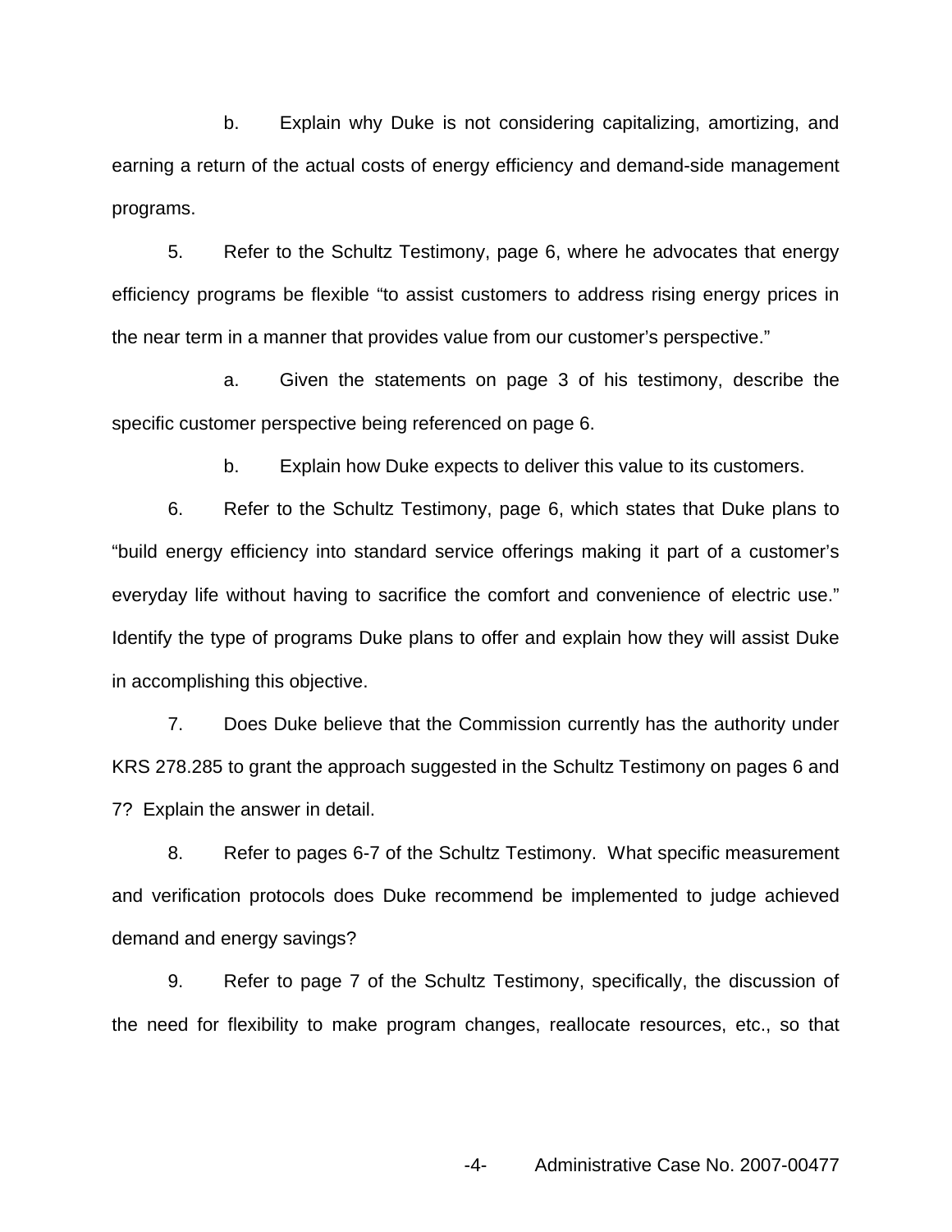b. Explain why Duke is not considering capitalizing, amortizing, and earning a return of the actual costs of energy efficiency and demand-side management programs.

5. Refer to the Schultz Testimony, page 6, where he advocates that energy efficiency programs be flexible "to assist customers to address rising energy prices in the near term in a manner that provides value from our customer's perspective."

a. Given the statements on page 3 of his testimony, describe the specific customer perspective being referenced on page 6.

b. Explain how Duke expects to deliver this value to its customers.

6. Refer to the Schultz Testimony, page 6, which states that Duke plans to "build energy efficiency into standard service offerings making it part of a customer's everyday life without having to sacrifice the comfort and convenience of electric use." Identify the type of programs Duke plans to offer and explain how they will assist Duke in accomplishing this objective.

7. Does Duke believe that the Commission currently has the authority under KRS 278.285 to grant the approach suggested in the Schultz Testimony on pages 6 and 7? Explain the answer in detail.

8. Refer to pages 6-7 of the Schultz Testimony. What specific measurement and verification protocols does Duke recommend be implemented to judge achieved demand and energy savings?

9. Refer to page 7 of the Schultz Testimony, specifically, the discussion of the need for flexibility to make program changes, reallocate resources, etc., so that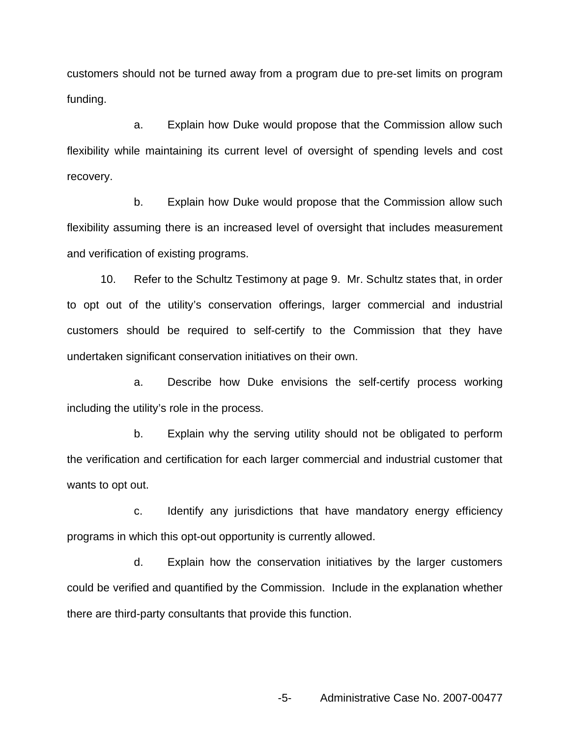customers should not be turned away from a program due to pre-set limits on program funding.

a. Explain how Duke would propose that the Commission allow such flexibility while maintaining its current level of oversight of spending levels and cost recovery.

b. Explain how Duke would propose that the Commission allow such flexibility assuming there is an increased level of oversight that includes measurement and verification of existing programs.

10. Refer to the Schultz Testimony at page 9. Mr. Schultz states that, in order to opt out of the utility's conservation offerings, larger commercial and industrial customers should be required to self-certify to the Commission that they have undertaken significant conservation initiatives on their own.

a. Describe how Duke envisions the self-certify process working including the utility's role in the process.

b. Explain why the serving utility should not be obligated to perform the verification and certification for each larger commercial and industrial customer that wants to opt out.

c. Identify any jurisdictions that have mandatory energy efficiency programs in which this opt-out opportunity is currently allowed.

d. Explain how the conservation initiatives by the larger customers could be verified and quantified by the Commission. Include in the explanation whether there are third-party consultants that provide this function.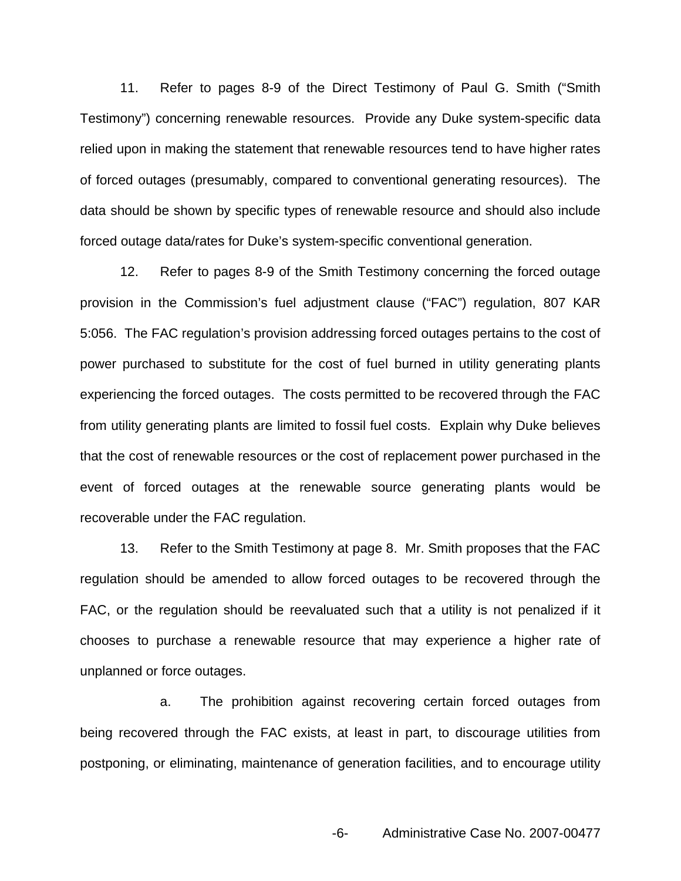11. Refer to pages 8-9 of the Direct Testimony of Paul G. Smith ("Smith Testimony") concerning renewable resources. Provide any Duke system-specific data relied upon in making the statement that renewable resources tend to have higher rates of forced outages (presumably, compared to conventional generating resources). The data should be shown by specific types of renewable resource and should also include forced outage data/rates for Duke's system-specific conventional generation.

12. Refer to pages 8-9 of the Smith Testimony concerning the forced outage provision in the Commission's fuel adjustment clause ("FAC") regulation, 807 KAR 5:056. The FAC regulation's provision addressing forced outages pertains to the cost of power purchased to substitute for the cost of fuel burned in utility generating plants experiencing the forced outages. The costs permitted to be recovered through the FAC from utility generating plants are limited to fossil fuel costs. Explain why Duke believes that the cost of renewable resources or the cost of replacement power purchased in the event of forced outages at the renewable source generating plants would be recoverable under the FAC regulation.

13. Refer to the Smith Testimony at page 8. Mr. Smith proposes that the FAC regulation should be amended to allow forced outages to be recovered through the FAC, or the regulation should be reevaluated such that a utility is not penalized if it chooses to purchase a renewable resource that may experience a higher rate of unplanned or force outages.

a. The prohibition against recovering certain forced outages from being recovered through the FAC exists, at least in part, to discourage utilities from postponing, or eliminating, maintenance of generation facilities, and to encourage utility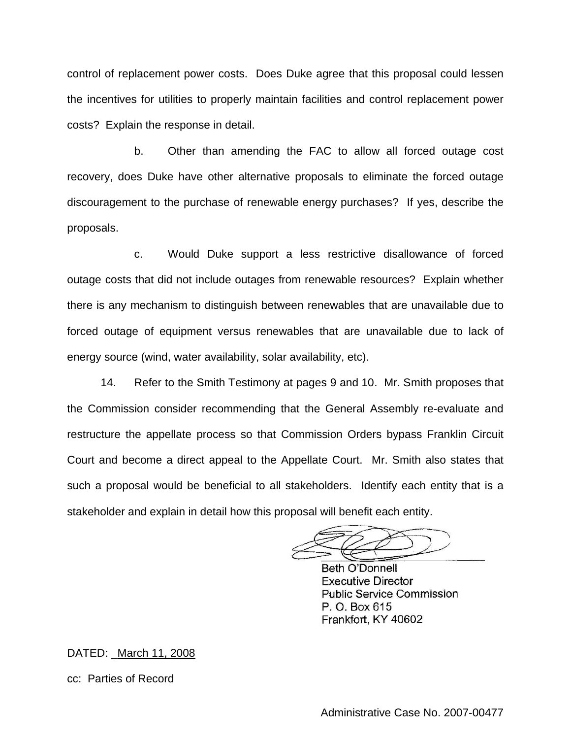control of replacement power costs. Does Duke agree that this proposal could lessen the incentives for utilities to properly maintain facilities and control replacement power costs? Explain the response in detail.

b. Other than amending the FAC to allow all forced outage cost recovery, does Duke have other alternative proposals to eliminate the forced outage discouragement to the purchase of renewable energy purchases? If yes, describe the proposals.

c. Would Duke support a less restrictive disallowance of forced outage costs that did not include outages from renewable resources? Explain whether there is any mechanism to distinguish between renewables that are unavailable due to forced outage of equipment versus renewables that are unavailable due to lack of energy source (wind, water availability, solar availability, etc).

14. Refer to the Smith Testimony at pages 9 and 10. Mr. Smith proposes that the Commission consider recommending that the General Assembly re-evaluate and restructure the appellate process so that Commission Orders bypass Franklin Circuit Court and become a direct appeal to the Appellate Court. Mr. Smith also states that such a proposal would be beneficial to all stakeholders. Identify each entity that is a stakeholder and explain in detail how this proposal will benefit each entity.

Beth O'Donnell
Executive Director
Public Service Commission
P. O. Box 615
Frankfort, KY 40602

DATED: March 11, 2008

cc: Parties of Record

Administrative Case No. 2007-00477